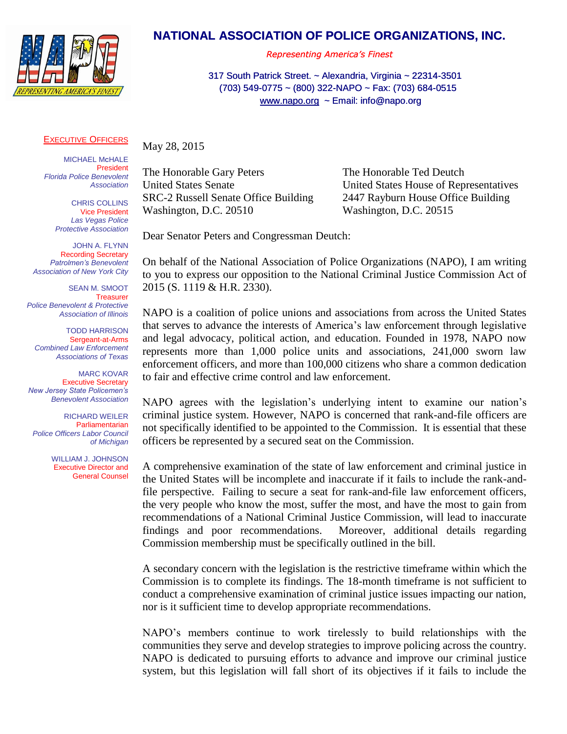# NATIONAL ASSOCIATION OF POLICE ORGANIZATIONS, INC.

*Representing America's Finest*

317 South Patrick Street. ~ Alexandria, Virginia ~ 22314-3501
(703) 549-0775 ~ (800) 322-NAPO ~ Fax: (703) 684-0515
www.napo.org ~ Email: info@napo.org

EXECUTIVE OFFICERS

MICHAEL McHALE
President
*Florida Police Benevolent Association*

CHRIS COLLINS
Vice President
*Las Vegas Police Protective Association*

JOHN A. FLYNN
Recording Secretary
*Patrolmen's Benevolent Association of New York City*

SEAN M. SMOOT
Treasurer
*Police Benevolent & Protective Association of Illinois*

TODD HARRISON
Sergeant-at-Arms
*Combined Law Enforcement Associations of Texas*

MARC KOVAR
Executive Secretary
*New Jersey State Policemen's Benevolent Association*

RICHARD WEILER
Parliamentarian
*Police Officers Labor Council of Michigan*

WILLIAM J. JOHNSON
Executive Director and General Counsel

May 28, 2015

The Honorable Gary Peters
United States Senate
SRC-2 Russell Senate Office Building
Washington, D.C. 20510

The Honorable Ted Deutch
United States House of Representatives
2447 Rayburn House Office Building
Washington, D.C. 20515

Dear Senator Peters and Congressman Deutch:

On behalf of the National Association of Police Organizations (NAPO), I am writing to you to express our opposition to the National Criminal Justice Commission Act of 2015 (S. 1119 & H.R. 2330).

NAPO is a coalition of police unions and associations from across the United States that serves to advance the interests of America's law enforcement through legislative and legal advocacy, political action, and education. Founded in 1978, NAPO now represents more than 1,000 police units and associations, 241,000 sworn law enforcement officers, and more than 100,000 citizens who share a common dedication to fair and effective crime control and law enforcement.

NAPO agrees with the legislation's underlying intent to examine our nation's criminal justice system. However, NAPO is concerned that rank-and-file officers are not specifically identified to be appointed to the Commission. It is essential that these officers be represented by a secured seat on the Commission.

A comprehensive examination of the state of law enforcement and criminal justice in the United States will be incomplete and inaccurate if it fails to include the rank-and-file perspective. Failing to secure a seat for rank-and-file law enforcement officers, the very people who know the most, suffer the most, and have the most to gain from recommendations of a National Criminal Justice Commission, will lead to inaccurate findings and poor recommendations. Moreover, additional details regarding Commission membership must be specifically outlined in the bill.

A secondary concern with the legislation is the restrictive timeframe within which the Commission is to complete its findings. The 18-month timeframe is not sufficient to conduct a comprehensive examination of criminal justice issues impacting our nation, nor is it sufficient time to develop appropriate recommendations.

NAPO's members continue to work tirelessly to build relationships with the communities they serve and develop strategies to improve policing across the country. NAPO is dedicated to pursuing efforts to advance and improve our criminal justice system, but this legislation will fall short of its objectives if it fails to include the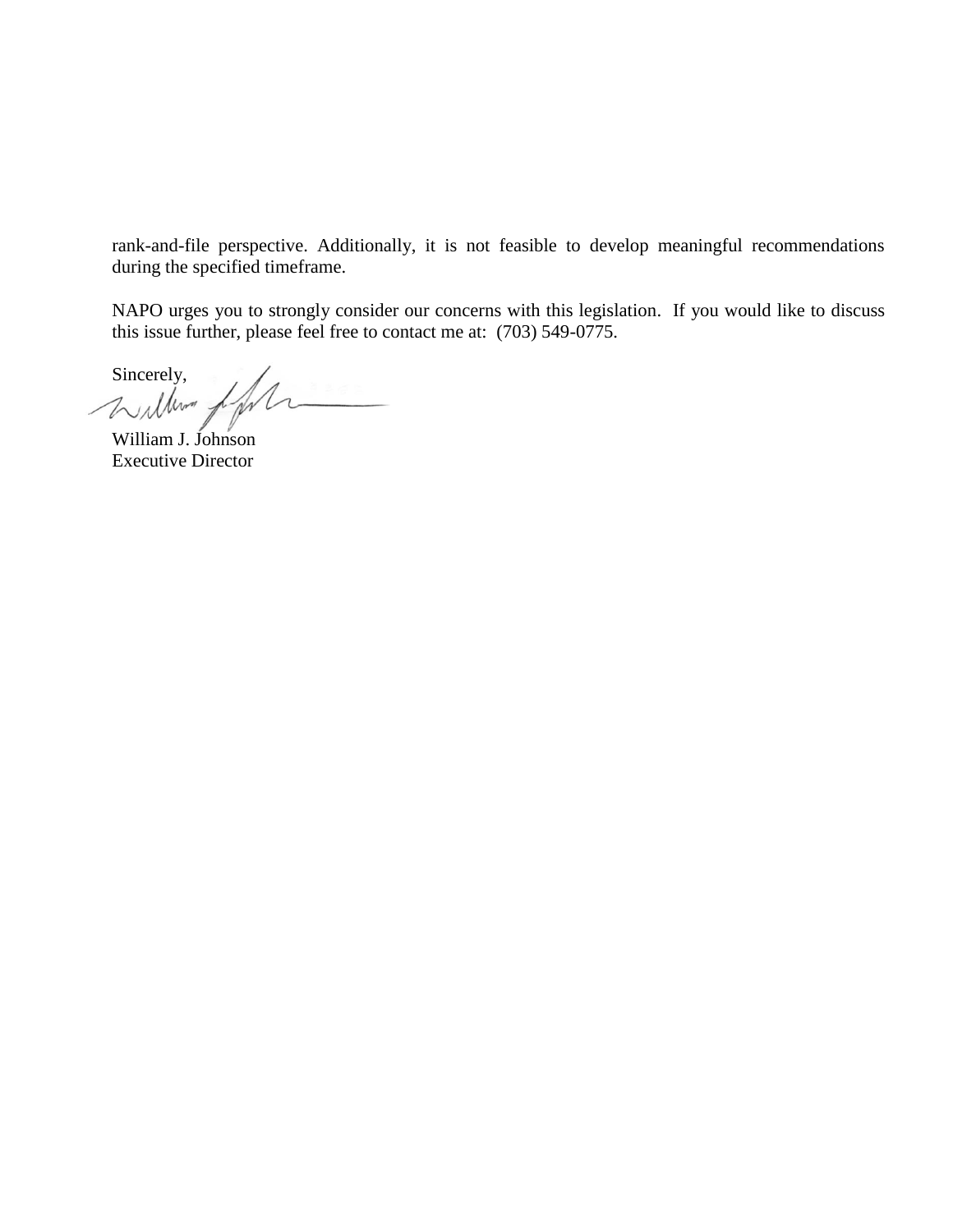rank-and-file perspective. Additionally, it is not feasible to develop meaningful recommendations during the specified timeframe.

NAPO urges you to strongly consider our concerns with this legislation. If you would like to discuss this issue further, please feel free to contact me at: (703) 549-0775.

Sincerely,

William J. Johnson
Executive Director